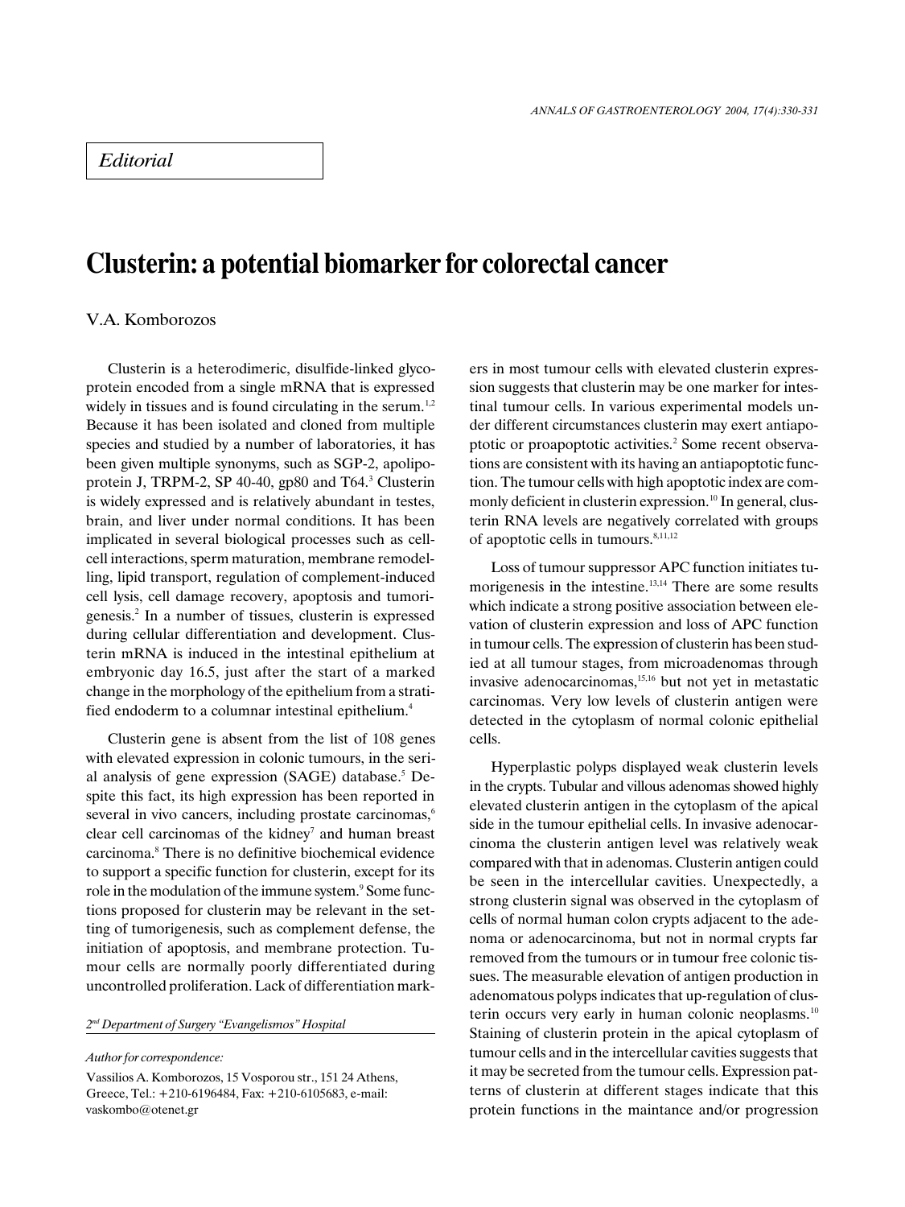*Editorial*

# Clusterin: a potential biomarker for colorectal cancer

V.A. Komborozos

Clusterin is a heterodimeric, disulfide-linked glycoprotein encoded from a single mRNA that is expressed widely in tissues and is found circulating in the serum.[1,2] Because it has been isolated and cloned from multiple species and studied by a number of laboratories, it has been given multiple synonyms, such as SGP-2, apolipoprotein J, TRPM-2, SP 40-40, gp80 and T64.[3] Clusterin is widely expressed and is relatively abundant in testes, brain, and liver under normal conditions. It has been implicated in several biological processes such as cell-cell interactions, sperm maturation, membrane remodelling, lipid transport, regulation of complement-induced cell lysis, cell damage recovery, apoptosis and tumorigenesis.[2] In a number of tissues, clusterin is expressed during cellular differentiation and development. Clusterin mRNA is induced in the intestinal epithelium at embryonic day 16.5, just after the start of a marked change in the morphology of the epithelium from a stratified endoderm to a columnar intestinal epithelium.[4]

Clusterin gene is absent from the list of 108 genes with elevated expression in colonic tumours, in the serial analysis of gene expression (SAGE) database.[5] Despite this fact, its high expression has been reported in several in vivo cancers, including prostate carcinomas,[6] clear cell carcinomas of the kidney[7] and human breast carcinoma.[8] There is no definitive biochemical evidence to support a specific function for clusterin, except for its role in the modulation of the immune system.[9] Some functions proposed for clusterin may be relevant in the setting of tumorigenesis, such as complement defense, the initiation of apoptosis, and membrane protection. Tumour cells are normally poorly differentiated during uncontrolled proliferation. Lack of differentiation markers in most tumour cells with elevated clusterin expression suggests that clusterin may be one marker for intestinal tumour cells. In various experimental models under different circumstances clusterin may exert antiapoptotic or proapoptotic activities.[2] Some recent observations are consistent with its having an antiapoptotic function. The tumour cells with high apoptotic index are commonly deficient in clusterin expression.[10] In general, clusterin RNA levels are negatively correlated with groups of apoptotic cells in tumours.[8,11,12]

Loss of tumour suppressor APC function initiates tumorigenesis in the intestine.[13,14] There are some results which indicate a strong positive association between elevation of clusterin expression and loss of APC function in tumour cells. The expression of clusterin has been studied at all tumour stages, from microadenomas through invasive adenocarcinomas,[15,16] but not yet in metastatic carcinomas. Very low levels of clusterin antigen were detected in the cytoplasm of normal colonic epithelial cells.

Hyperplastic polyps displayed weak clusterin levels in the crypts. Tubular and villous adenomas showed highly elevated clusterin antigen in the cytoplasm of the apical side in the tumour epithelial cells. In invasive adenocarcinoma the clusterin antigen level was relatively weak compared with that in adenomas. Clusterin antigen could be seen in the intercellular cavities. Unexpectedly, a strong clusterin signal was observed in the cytoplasm of cells of normal human colon crypts adjacent to the adenoma or adenocarcinoma, but not in normal crypts far removed from the tumours or in tumour free colonic tissues. The measurable elevation of antigen production in adenomatous polyps indicates that up-regulation of clusterin occurs very early in human colonic neoplasms.[10] Staining of clusterin protein in the apical cytoplasm of tumour cells and in the intercellular cavities suggests that it may be secreted from the tumour cells. Expression patterns of clusterin at different stages indicate that this protein functions in the maintance and/or progression

*2nd Department of Surgery "Evangelismos" Hospital*

*Author for correspondence:*

Vassilios A. Komborozos, 15 Vosporou str., 151 24 Athens, Greece, Tel.: +210-6196484, Fax: +210-6105683, e-mail: vaskombo@otenet.gr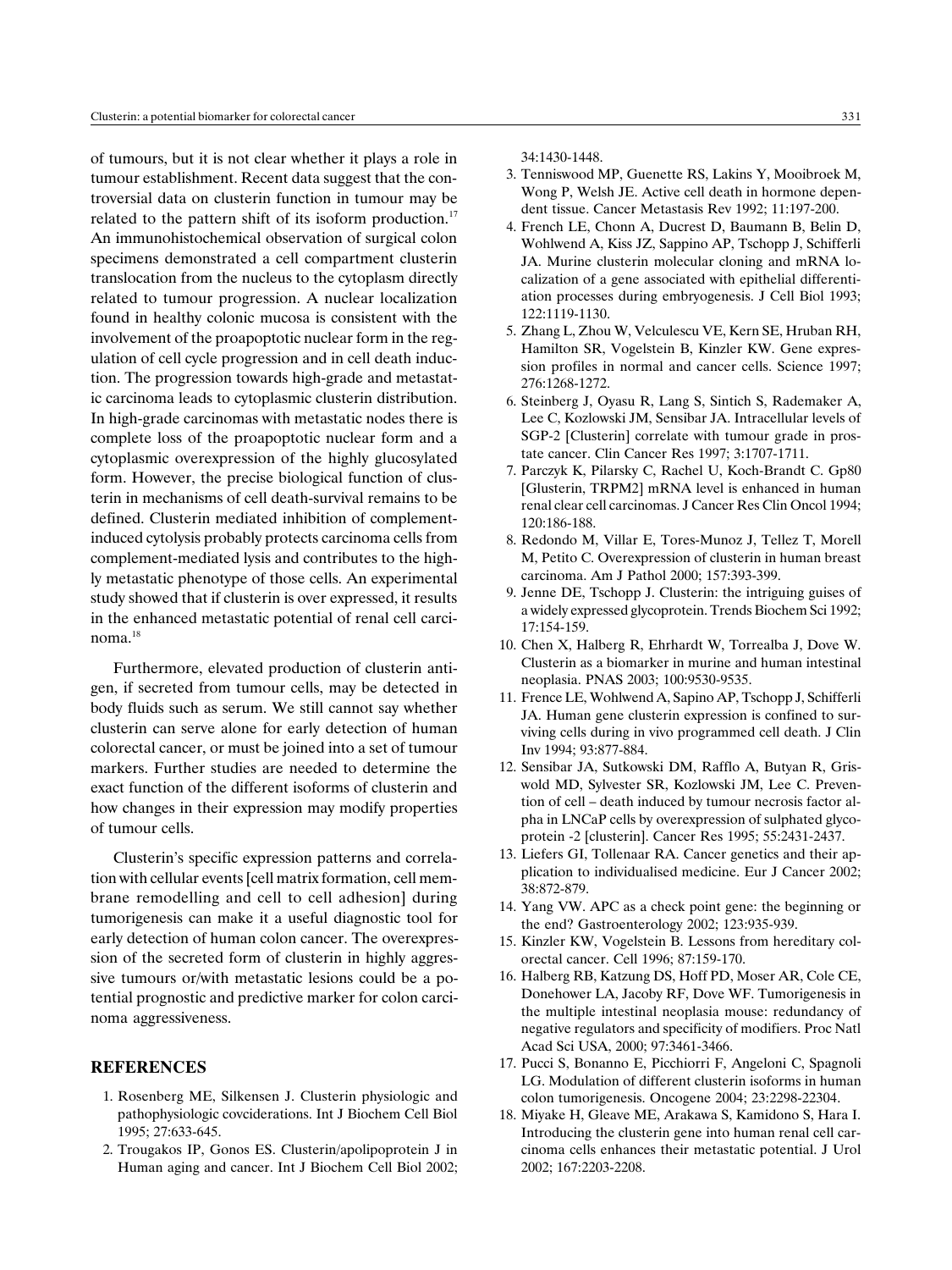of tumours, but it is not clear whether it plays a role in tumour establishment. Recent data suggest that the controversial data on clusterin function in tumour may be related to the pattern shift of its isoform production.[17] An immunohistochemical observation of surgical colon specimens demonstrated a cell compartment clusterin translocation from the nucleus to the cytoplasm directly related to tumour progression. A nuclear localization found in healthy colonic mucosa is consistent with the involvement of the proapoptotic nuclear form in the regulation of cell cycle progression and in cell death induction. The progression towards high-grade and metastatic carcinoma leads to cytoplasmic clusterin distribution. In high-grade carcinomas with metastatic nodes there is complete loss of the proapoptotic nuclear form and a cytoplasmic overexpression of the highly glucosylated form. However, the precise biological function of clusterin in mechanisms of cell death-survival remains to be defined. Clusterin mediated inhibition of complement-induced cytolysis probably protects carcinoma cells from complement-mediated lysis and contributes to the highly metastatic phenotype of those cells. An experimental study showed that if clusterin is over expressed, it results in the enhanced metastatic potential of renal cell carcinoma.[18]

Furthermore, elevated production of clusterin antigen, if secreted from tumour cells, may be detected in body fluids such as serum. We still cannot say whether clusterin can serve alone for early detection of human colorectal cancer, or must be joined into a set of tumour markers. Further studies are needed to determine the exact function of the different isoforms of clusterin and how changes in their expression may modify properties of tumour cells.

Clusterin's specific expression patterns and correlation with cellular events [cell matrix formation, cell membrane remodelling and cell to cell adhesion] during tumorigenesis can make it a useful diagnostic tool for early detection of human colon cancer. The overexpression of the secreted form of clusterin in highly aggressive tumours or/with metastatic lesions could be a potential prognostic and predictive marker for colon carcinoma aggressiveness.

## REFERENCES

1. Rosenberg ME, Silkensen J. Clusterin physiologic and pathophysiologic covciderations. Int J Biochem Cell Biol 1995; 27:633-645.
2. Trougakos IP, Gonos ES. Clusterin/apolipoprotein J in Human aging and cancer. Int J Biochem Cell Biol 2002; 34:1430-1448.
3. Tenniswood MP, Guenette RS, Lakins Y, Mooibroek M, Wong P, Welsh JE. Active cell death in hormone dependent tissue. Cancer Metastasis Rev 1992; 11:197-200.
4. French LE, Chonn A, Ducrest D, Baumann B, Belin D, Wohlwend A, Kiss JZ, Sappino AP, Tschopp J, Schifferli JA. Murine clusterin molecular cloning and mRNA localization of a gene associated with epithelial differentiation processes during embryogenesis. J Cell Biol 1993; 122:1119-1130.
5. Zhang L, Zhou W, Velculescu VE, Kern SE, Hruban RH, Hamilton SR, Vogelstein B, Kinzler KW. Gene expression profiles in normal and cancer cells. Science 1997; 276:1268-1272.
6. Steinberg J, Oyasu R, Lang S, Sintich S, Rademaker A, Lee C, Kozlowski JM, Sensibar JA. Intracellular levels of SGP-2 [Clusterin] correlate with tumour grade in prostate cancer. Clin Cancer Res 1997; 3:1707-1711.
7. Parczyk K, Pilarsky C, Rachel U, Koch-Brandt C. Gp80 [Glusterin, TRPM2] mRNA level is enhanced in human renal clear cell carcinomas. J Cancer Res Clin Oncol 1994; 120:186-188.
8. Redondo M, Villar E, Tores-Munoz J, Tellez T, Morell M, Petito C. Overexpression of clusterin in human breast carcinoma. Am J Pathol 2000; 157:393-399.
9. Jenne DE, Tschopp J. Clusterin: the intriguing guises of a widely expressed glycoprotein. Trends Biochem Sci 1992; 17:154-159.
10. Chen X, Halberg R, Ehrhardt W, Torrealba J, Dove W. Clusterin as a biomarker in murine and human intestinal neoplasia. PNAS 2003; 100:9530-9535.
11. Frence LE, Wohlwend A, Sapino AP, Tschopp J, Schifferli JA. Human gene clusterin expression is confined to surviving cells during in vivo programmed cell death. J Clin Inv 1994; 93:877-884.
12. Sensibar JA, Sutkowski DM, Rafflo A, Butyan R, Griswold MD, Sylvester SR, Kozlowski JM, Lee C. Prevention of cell – death induced by tumour necrosis factor alpha in LNCaP cells by overexpression of sulphated glycoprotein -2 [clusterin]. Cancer Res 1995; 55:2431-2437.
13. Liefers GI, Tollenaar RA. Cancer genetics and their application to individualised medicine. Eur J Cancer 2002; 38:872-879.
14. Yang VW. APC as a check point gene: the beginning or the end? Gastroenterology 2002; 123:935-939.
15. Kinzler KW, Vogelstein B. Lessons from hereditary colorectal cancer. Cell 1996; 87:159-170.
16. Halberg RB, Katzung DS, Hoff PD, Moser AR, Cole CE, Donehower LA, Jacoby RF, Dove WF. Tumorigenesis in the multiple intestinal neoplasia mouse: redundancy of negative regulators and specificity of modifiers. Proc Natl Acad Sci USA, 2000; 97:3461-3466.
17. Pucci S, Bonanno E, Picchiorri F, Angeloni C, Spagnoli LG. Modulation of different clusterin isoforms in human colon tumorigenesis. Oncogene 2004; 23:2298-22304.
18. Miyake H, Gleave ME, Arakawa S, Kamidono S, Hara I. Introducing the clusterin gene into human renal cell carcinoma cells enhances their metastatic potential. J Urol 2002; 167:2203-2208.